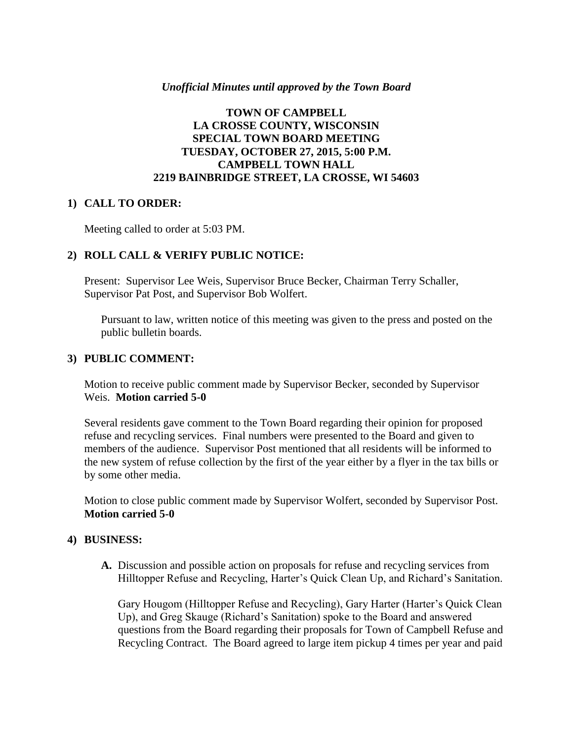*Unofficial Minutes until approved by the Town Board*

**TOWN OF CAMPBELL**
**LA CROSSE COUNTY, WISCONSIN**
**SPECIAL TOWN BOARD MEETING**
**TUESDAY, OCTOBER 27, 2015, 5:00 P.M.**
**CAMPBELL TOWN HALL**
**2219 BAINBRIDGE STREET, LA CROSSE, WI 54603**

## 1) CALL TO ORDER:

Meeting called to order at 5:03 PM.

## 2) ROLL CALL & VERIFY PUBLIC NOTICE:

Present: Supervisor Lee Weis, Supervisor Bruce Becker, Chairman Terry Schaller, Supervisor Pat Post, and Supervisor Bob Wolfert.

Pursuant to law, written notice of this meeting was given to the press and posted on the public bulletin boards.

## 3) PUBLIC COMMENT:

Motion to receive public comment made by Supervisor Becker, seconded by Supervisor Weis. **Motion carried 5-0**

Several residents gave comment to the Town Board regarding their opinion for proposed refuse and recycling services. Final numbers were presented to the Board and given to members of the audience. Supervisor Post mentioned that all residents will be informed to the new system of refuse collection by the first of the year either by a flyer in the tax bills or by some other media.

Motion to close public comment made by Supervisor Wolfert, seconded by Supervisor Post. **Motion carried 5-0**

## 4) BUSINESS:

**A.** Discussion and possible action on proposals for refuse and recycling services from Hilltopper Refuse and Recycling, Harter's Quick Clean Up, and Richard's Sanitation.

Gary Hougom (Hilltopper Refuse and Recycling), Gary Harter (Harter's Quick Clean Up), and Greg Skauge (Richard's Sanitation) spoke to the Board and answered questions from the Board regarding their proposals for Town of Campbell Refuse and Recycling Contract. The Board agreed to large item pickup 4 times per year and paid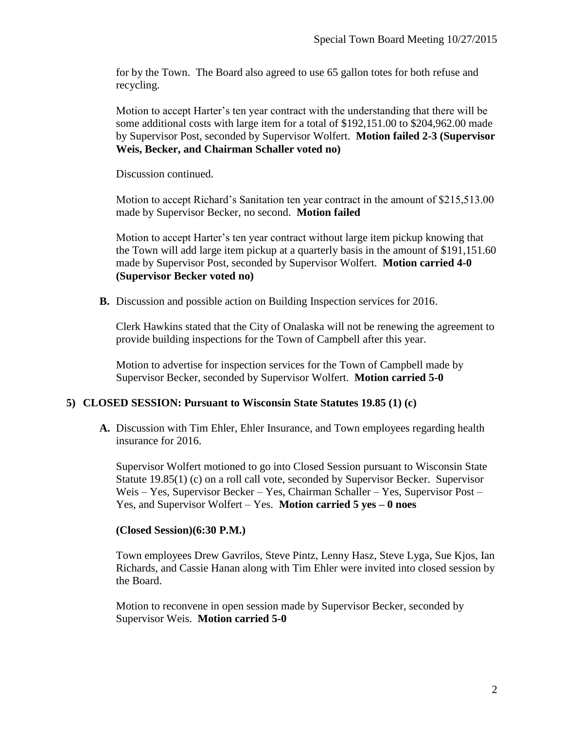for by the Town. The Board also agreed to use 65 gallon totes for both refuse and recycling.

Motion to accept Harter's ten year contract with the understanding that there will be some additional costs with large item for a total of $192,151.00 to $204,962.00 made by Supervisor Post, seconded by Supervisor Wolfert. **Motion failed 2-3 (Supervisor Weis, Becker, and Chairman Schaller voted no)**

Discussion continued.

Motion to accept Richard's Sanitation ten year contract in the amount of $215,513.00 made by Supervisor Becker, no second. **Motion failed**

Motion to accept Harter's ten year contract without large item pickup knowing that the Town will add large item pickup at a quarterly basis in the amount of $191,151.60 made by Supervisor Post, seconded by Supervisor Wolfert. **Motion carried 4-0 (Supervisor Becker voted no)**

**B.** Discussion and possible action on Building Inspection services for 2016.

Clerk Hawkins stated that the City of Onalaska will not be renewing the agreement to provide building inspections for the Town of Campbell after this year.

Motion to advertise for inspection services for the Town of Campbell made by Supervisor Becker, seconded by Supervisor Wolfert. **Motion carried 5-0**

## 5) CLOSED SESSION: Pursuant to Wisconsin State Statutes 19.85 (1) (c)

**A.** Discussion with Tim Ehler, Ehler Insurance, and Town employees regarding health insurance for 2016.

Supervisor Wolfert motioned to go into Closed Session pursuant to Wisconsin State Statute 19.85(1) (c) on a roll call vote, seconded by Supervisor Becker. Supervisor Weis – Yes, Supervisor Becker – Yes, Chairman Schaller – Yes, Supervisor Post – Yes, and Supervisor Wolfert – Yes. **Motion carried 5 yes – 0 noes**

**(Closed Session)(6:30 P.M.)**

Town employees Drew Gavrilos, Steve Pintz, Lenny Hasz, Steve Lyga, Sue Kjos, Ian Richards, and Cassie Hanan along with Tim Ehler were invited into closed session by the Board.

Motion to reconvene in open session made by Supervisor Becker, seconded by Supervisor Weis. **Motion carried 5-0**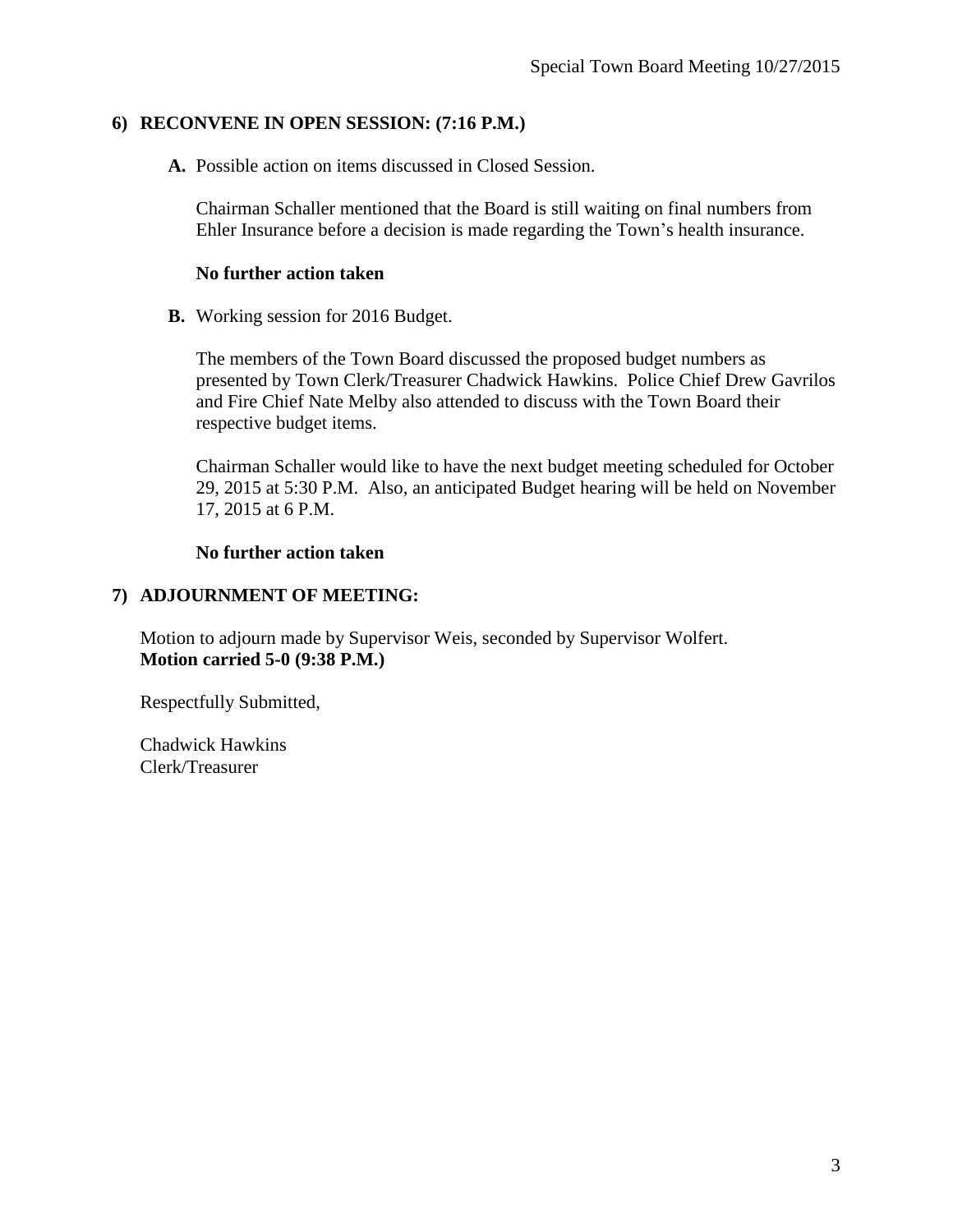## 6) RECONVENE IN OPEN SESSION: (7:16 P.M.)

**A.** Possible action on items discussed in Closed Session.

Chairman Schaller mentioned that the Board is still waiting on final numbers from Ehler Insurance before a decision is made regarding the Town's health insurance.

**No further action taken**

**B.** Working session for 2016 Budget.

The members of the Town Board discussed the proposed budget numbers as presented by Town Clerk/Treasurer Chadwick Hawkins. Police Chief Drew Gavrilos and Fire Chief Nate Melby also attended to discuss with the Town Board their respective budget items.

Chairman Schaller would like to have the next budget meeting scheduled for October 29, 2015 at 5:30 P.M. Also, an anticipated Budget hearing will be held on November 17, 2015 at 6 P.M.

**No further action taken**

## 7) ADJOURNMENT OF MEETING:

Motion to adjourn made by Supervisor Weis, seconded by Supervisor Wolfert.
**Motion carried 5-0 (9:38 P.M.)**

Respectfully Submitted,

Chadwick Hawkins
Clerk/Treasurer